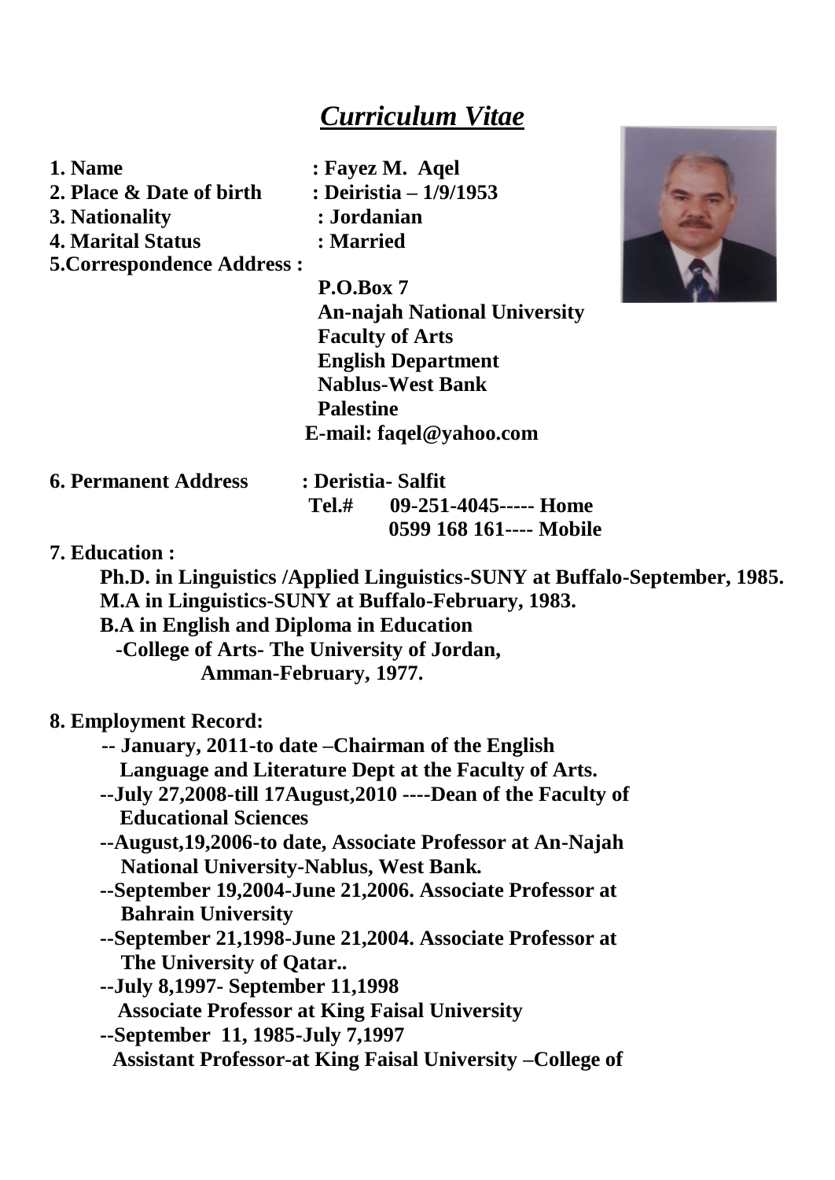# *Curriculum Vitae*

**1. Name** : **Fayez M. Aqel**
**2. Place & Date of birth** : **Deiristia – 1/9/1953**
**3. Nationality** : **Jordanian**
**4. Marital Status** : **Married**
**5.Correspondence Address :**

**P.O.Box 7**
**An-najah National University**
**Faculty of Arts**
**English Department**
**Nablus-West Bank**
**Palestine**
**E-mail: faqel@yahoo.com**

**6. Permanent Address** : **Deristia- Salfit**
**Tel.# 09-251-4045----- Home**
**0599 168 161---- Mobile**

**7. Education :**

**Ph.D. in Linguistics /Applied Linguistics-SUNY at Buffalo-September, 1985.**
**M.A in Linguistics-SUNY at Buffalo-February, 1983.**
**B.A in English and Diploma in Education**
**-College of Arts- The University of Jordan, Amman-February, 1977.**

**8. Employment Record:**

**-- January, 2011-to date –Chairman of the English Language and Literature Dept at the Faculty of Arts.**
**--July 27,2008-till 17August,2010 ----Dean of the Faculty of Educational Sciences**
**--August,19,2006-to date, Associate Professor at An-Najah National University-Nablus, West Bank.**
**--September 19,2004-June 21,2006. Associate Professor at Bahrain University**
**--September 21,1998-June 21,2004. Associate Professor at The University of Qatar..**
**--July 8,1997- September 11,1998**
**Associate Professor at King Faisal University**
**--September 11, 1985-July 7,1997**
**Assistant Professor-at King Faisal University –College of**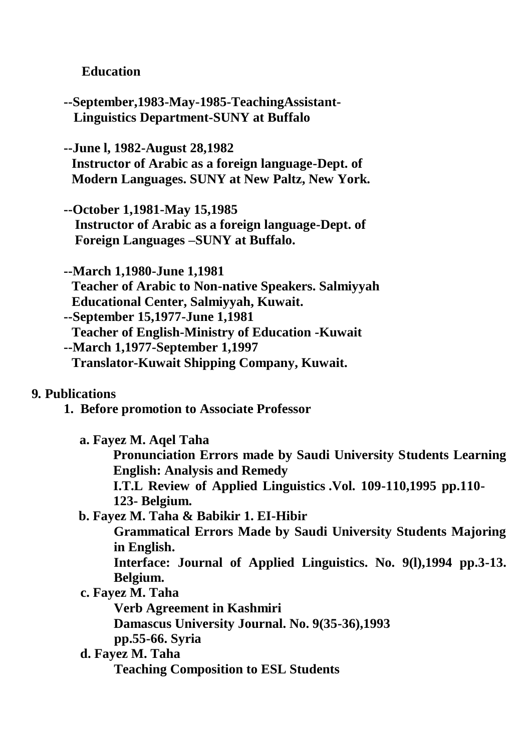**Education**

**--September,1983-May-1985-TeachingAssistant-
Linguistics Department-SUNY at Buffalo**

**--June l, 1982-August 28,1982
Instructor of Arabic as a foreign language-Dept. of
Modern Languages. SUNY at New Paltz, New York.**

**--October 1,1981-May 15,1985
Instructor of Arabic as a foreign language-Dept. of
Foreign Languages –SUNY at Buffalo.**

**--March 1,1980-June 1,1981
Teacher of Arabic to Non-native Speakers. Salmiyyah
Educational Center, Salmiyyah, Kuwait.**
**--September 15,1977-June 1,1981
Teacher of English-Ministry of Education -Kuwait**
**--March 1,1977-September 1,1997
Translator-Kuwait Shipping Company, Kuwait.**

**9. Publications**

**1. Before promotion to Associate Professor**

**a. Fayez M. Aqel Taha**
**Pronunciation Errors made by Saudi University Students Learning English: Analysis and Remedy**
**I.T.L Review of Applied Linguistics .Vol. 109-110,1995 pp.110-123- Belgium.**

**b. Fayez M. Taha & Babikir 1. EI-Hibir**
**Grammatical Errors Made by Saudi University Students Majoring in English.**
**Interface: Journal of Applied Linguistics. No. 9(l),1994 pp.3-13. Belgium.**

**c. Fayez M. Taha**
**Verb Agreement in Kashmiri**
**Damascus University Journal. No. 9(35-36),1993 pp.55-66. Syria**

**d. Fayez M. Taha**
**Teaching Composition to ESL Students**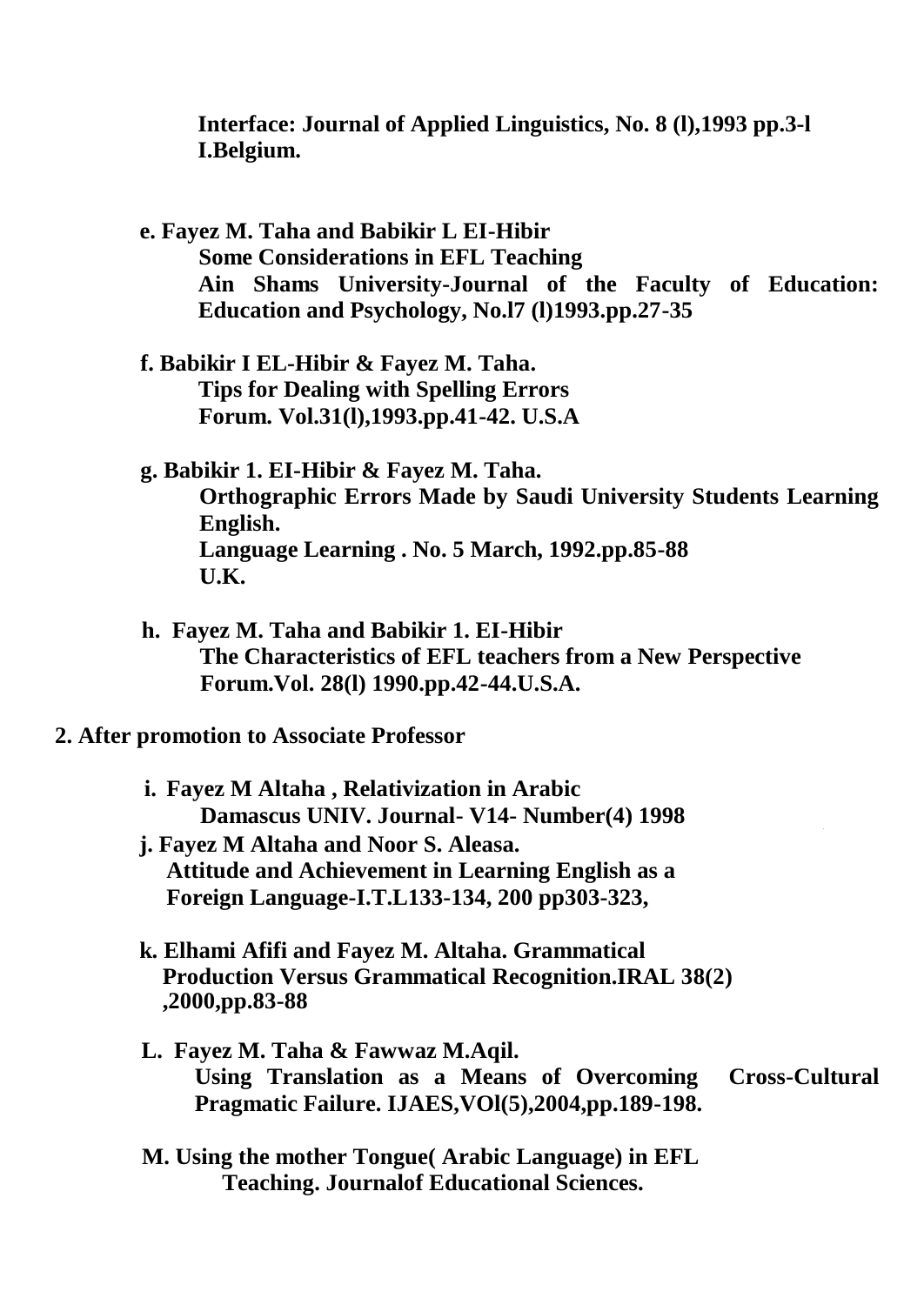**Interface: Journal of Applied Linguistics, No. 8 (l),1993 pp.3-l I.Belgium.**

**e. Fayez M. Taha and Babikir L EI-Hibir**
**Some Considerations in EFL Teaching**
**Ain Shams University-Journal of the Faculty of Education: Education and Psychology, No.l7 (l)1993.pp.27-35**

**f. Babikir I EL-Hibir & Fayez M. Taha.**
**Tips for Dealing with Spelling Errors**
**Forum. Vol.31(l),1993.pp.41-42. U.S.A**

**g. Babikir 1. EI-Hibir & Fayez M. Taha.**
**Orthographic Errors Made by Saudi University Students Learning English.**
**Language Learning . No. 5 March, 1992.pp.85-88**
**U.K.**

**h. Fayez M. Taha and Babikir 1. EI-Hibir**
**The Characteristics of EFL teachers from a New Perspective**
**Forum.Vol. 28(l) 1990.pp.42-44.U.S.A.**

**2. After promotion to Associate Professor**

**i. Fayez M Altaha , Relativization in Arabic**
**Damascus UNIV. Journal- V14- Number(4) 1998**

**j. Fayez M Altaha and Noor S. Aleasa.**
**Attitude and Achievement in Learning English as a Foreign Language-I.T.L133-134, 200 pp303-323,**

**k. Elhami Afifi and Fayez M. Altaha. Grammatical Production Versus Grammatical Recognition.IRAL 38(2) ,2000,pp.83-88**

**L. Fayez M. Taha & Fawwaz M.Aqil.**
**Using Translation as a Means of Overcoming Cross-Cultural Pragmatic Failure. IJAES,VOl(5),2004,pp.189-198.**

**M. Using the mother Tongue( Arabic Language) in EFL Teaching. Journalof Educational Sciences.**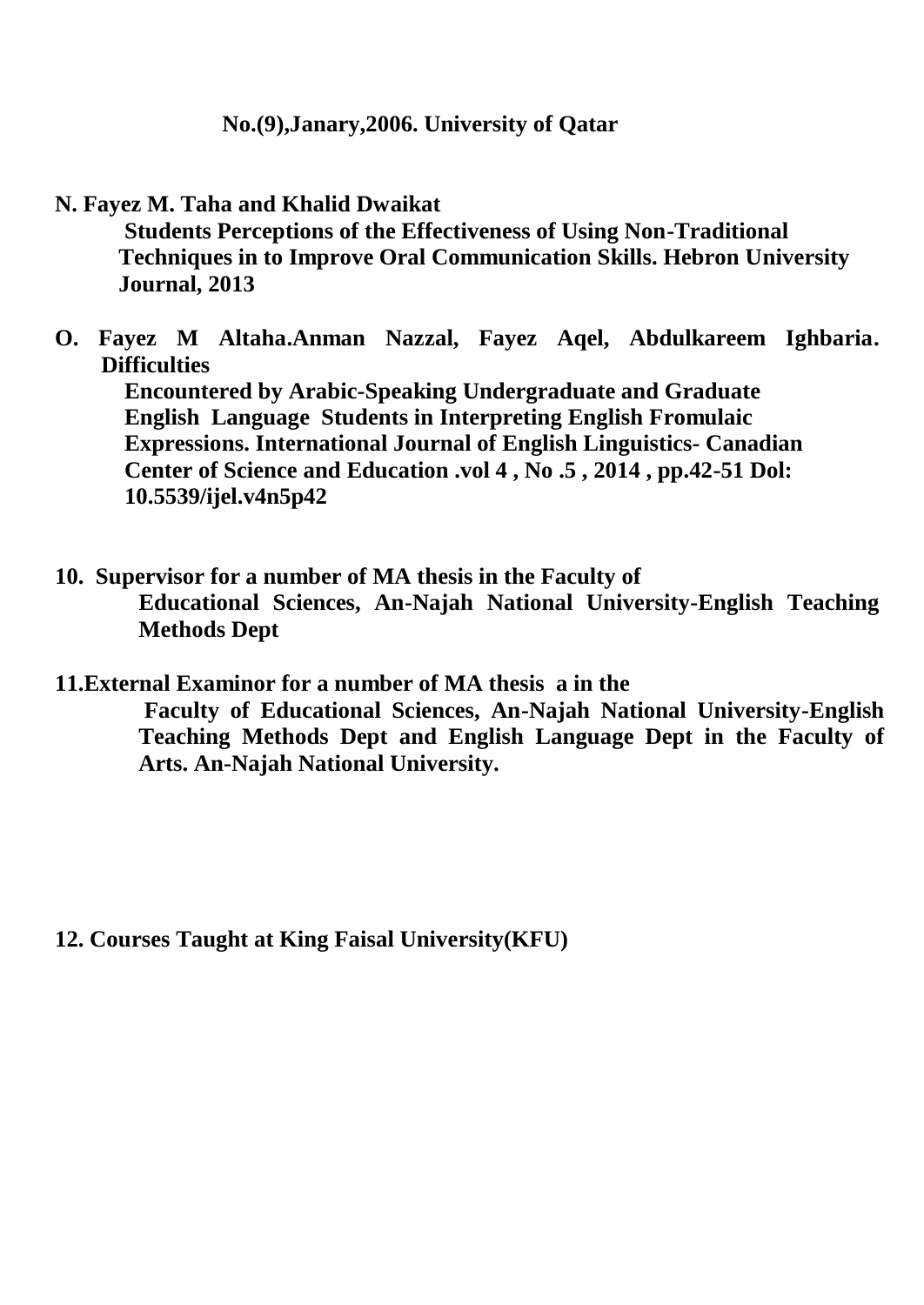**No.(9),Janary,2006. University of Qatar**

**N. Fayez M. Taha and Khalid Dwaikat**
**Students Perceptions of the Effectiveness of Using Non-Traditional Techniques in to Improve Oral Communication Skills. Hebron University Journal, 2013**

**O. Fayez M Altaha.Anman Nazzal, Fayez Aqel, Abdulkareem Ighbaria. Difficulties**
**Encountered by Arabic-Speaking Undergraduate and Graduate English Language Students in Interpreting English Fromulaic Expressions. International Journal of English Linguistics- Canadian Center of Science and Education .vol 4 , No .5 , 2014 , pp.42-51 Dol: 10.5539/ijel.v4n5p42**

**10. Supervisor for a number of MA thesis in the Faculty of**
**Educational Sciences, An-Najah National University-English Teaching Methods Dept**

**11.External Examinor for a number of MA thesis a in the**
**Faculty of Educational Sciences, An-Najah National University-English Teaching Methods Dept and English Language Dept in the Faculty of Arts. An-Najah National University.**

**12. Courses Taught at King Faisal University(KFU)**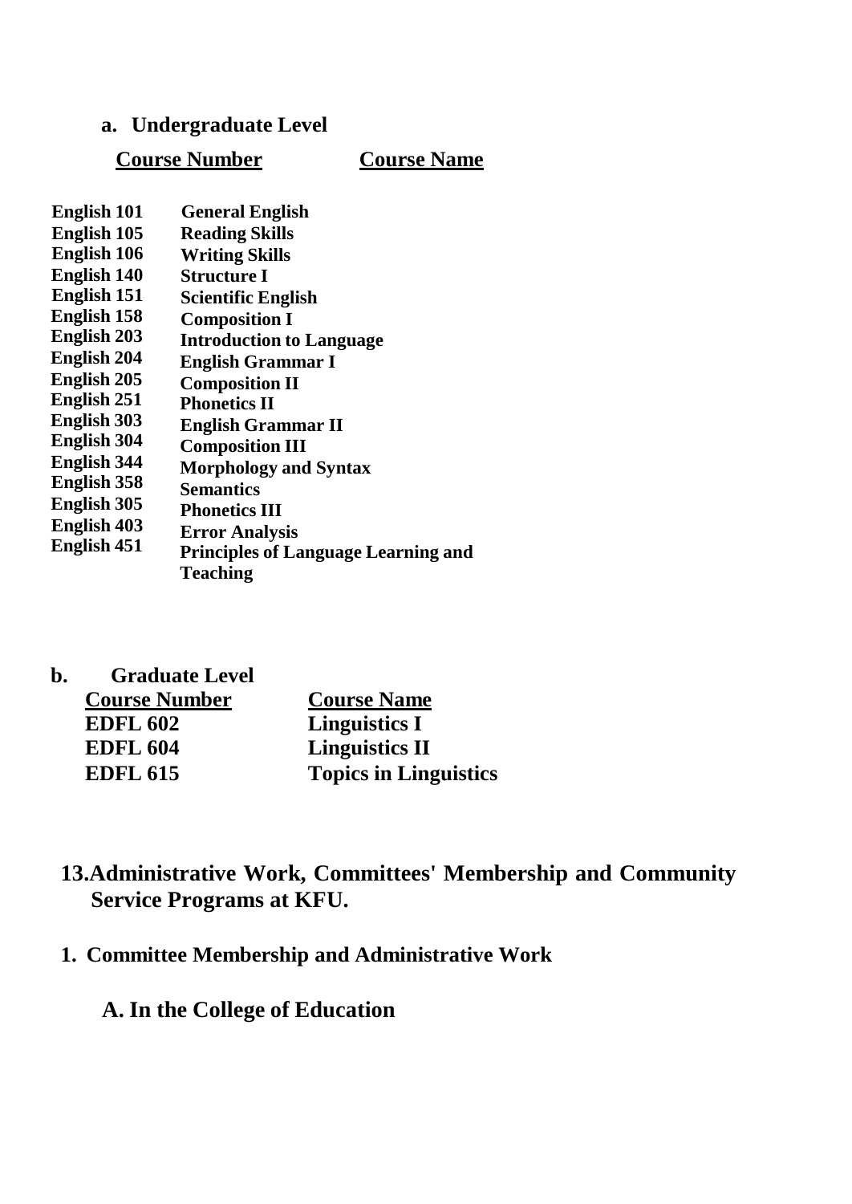**a. Undergraduate Level**

| Course Number | Course Name |
| --- | --- |
| English 101 | General English |
| English 105 | Reading Skills |
| English 106 | Writing Skills |
| English 140 | Structure I |
| English 151 | Scientific English |
| English 158 | Composition I |
| English 203 | Introduction to Language |
| English 204 | English Grammar I |
| English 205 | Composition II |
| English 251 | Phonetics II |
| English 303 | English Grammar II |
| English 304 | Composition III |
| English 344 | Morphology and Syntax |
| English 358 | Semantics |
| English 305 | Phonetics III |
| English 403 | Error Analysis |
| English 451 | Principles of Language Learning and Teaching |

**b. Graduate Level**

| Course Number | Course Name |
| --- | --- |
| EDFL 602 | Linguistics I |
| EDFL 604 | Linguistics II |
| EDFL 615 | Topics in Linguistics |

## 13. Administrative Work, Committees' Membership and Community Service Programs at KFU.

### 1. Committee Membership and Administrative Work

#### A. In the College of Education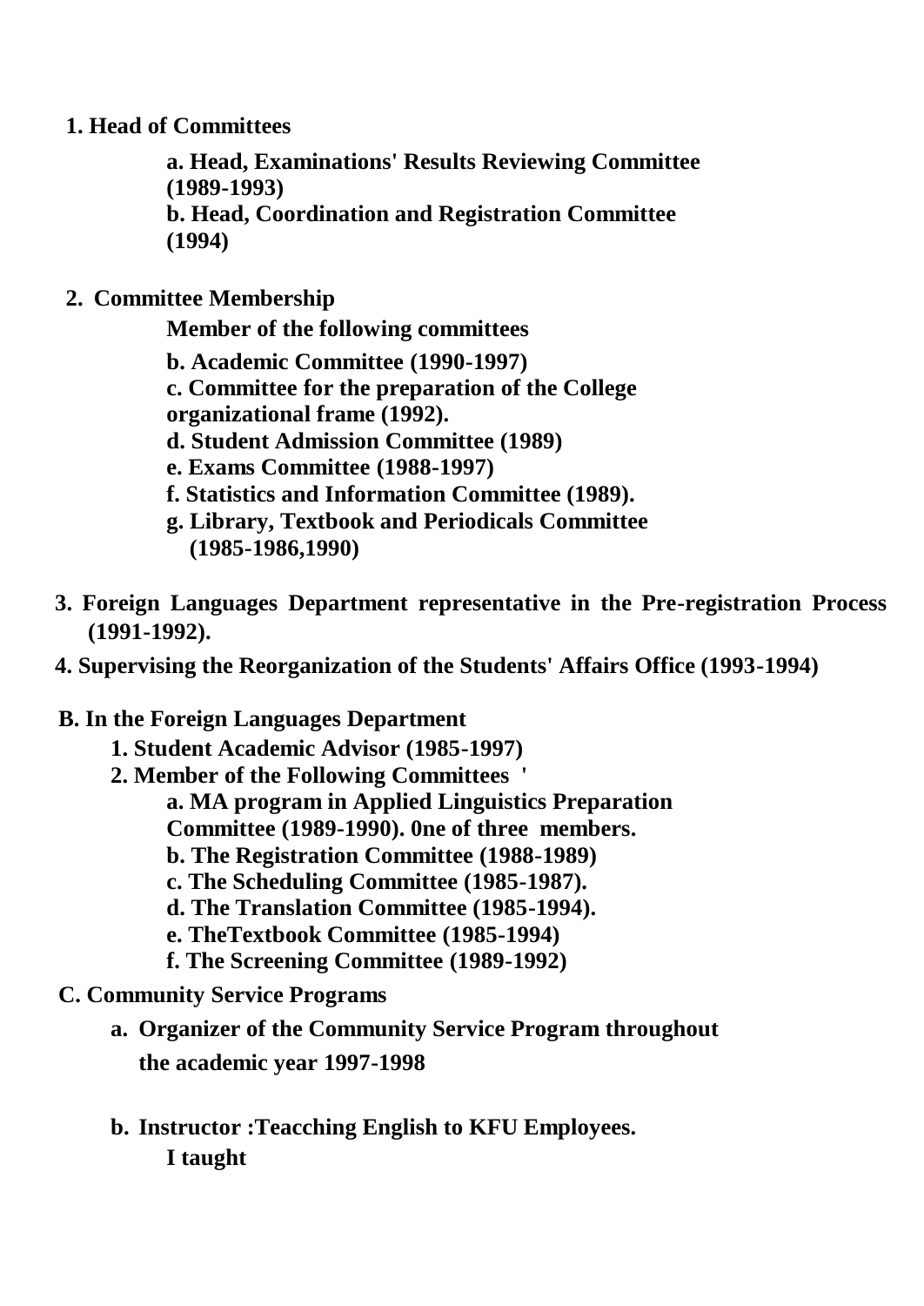**1. Head of Committees**

> **a. Head, Examinations' Results Reviewing Committee (1989-1993)**
> **b. Head, Coordination and Registration Committee (1994)**

**2. Committee Membership**

> **Member of the following committees**
>
> **b. Academic Committee (1990-1997)**
> **c. Committee for the preparation of the College organizational frame (1992).**
> **d. Student Admission Committee (1989)**
> **e. Exams Committee (1988-1997)**
> **f. Statistics and Information Committee (1989).**
> **g. Library, Textbook and Periodicals Committee (1985-1986,1990)**

**3. Foreign Languages Department representative in the Pre-registration Process (1991-1992).**

**4. Supervising the Reorganization of the Students' Affairs Office (1993-1994)**

**B. In the Foreign Languages Department**

1. **Student Academic Advisor (1985-1997)**
2. **Member of the Following Committees '**
   - **a. MA program in Applied Linguistics Preparation Committee (1989-1990). 0ne of three members.**
   - **b. The Registration Committee (1988-1989)**
   - **c. The Scheduling Committee (1985-1987).**
   - **d. The Translation Committee (1985-1994).**
   - **e. TheTextbook Committee (1985-1994)**
   - **f. The Screening Committee (1989-1992)**

**C. Community Service Programs**

- **a. Organizer of the Community Service Program throughout the academic year 1997-1998**

- **b. Instructor :Teacching English to KFU Employees.**
  **I taught**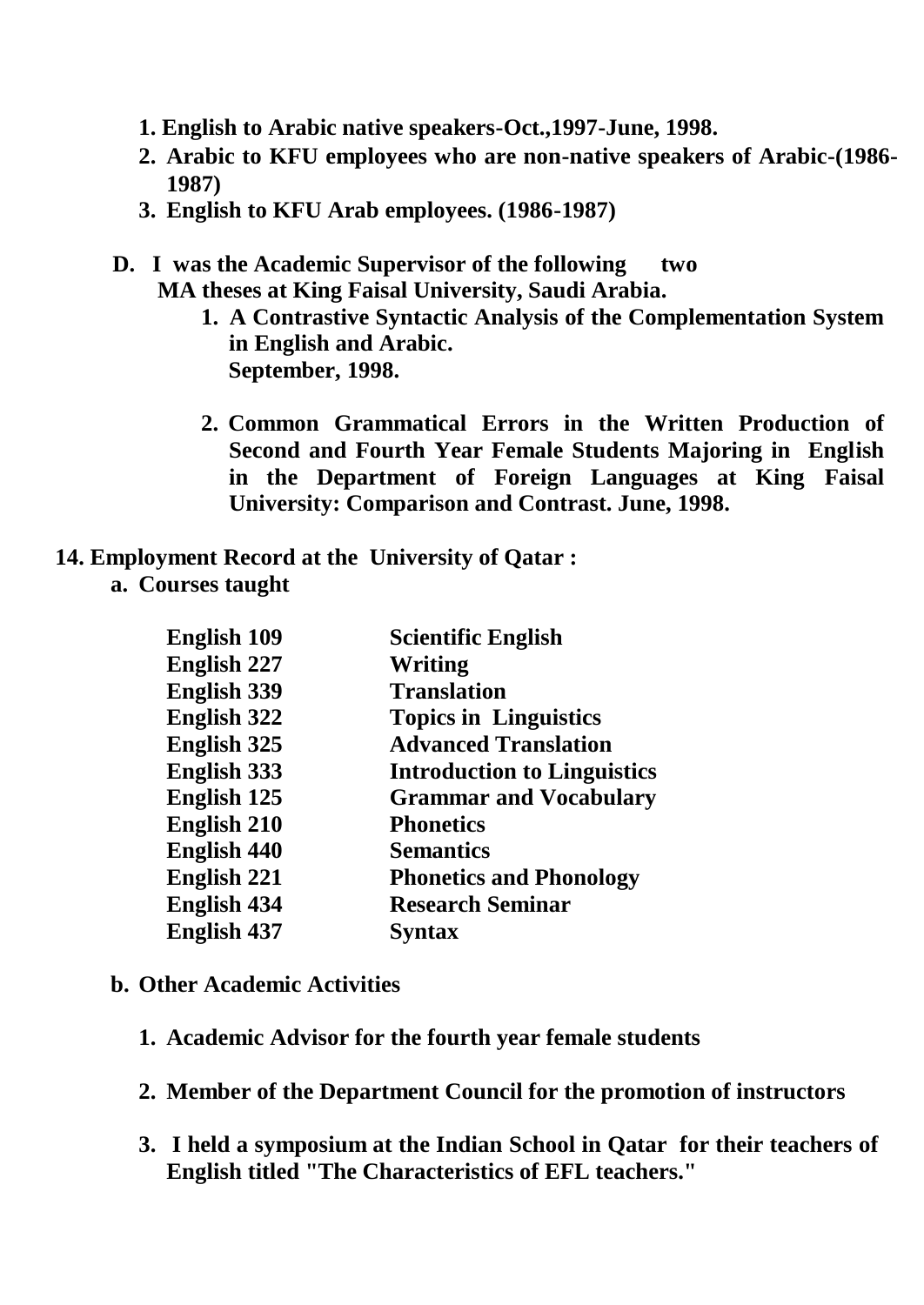1. **English to Arabic native speakers-Oct.,1997-June, 1998.**
2. **Arabic to KFU employees who are non-native speakers of Arabic-(1986-1987)**
3. **English to KFU Arab employees. (1986-1987)**

**D. I was the Academic Supervisor of the following two MA theses at King Faisal University, Saudi Arabia.**

1. **A Contrastive Syntactic Analysis of the Complementation System in English and Arabic. September, 1998.**

2. **Common Grammatical Errors in the Written Production of Second and Fourth Year Female Students Majoring in English in the Department of Foreign Languages at King Faisal University: Comparison and Contrast. June, 1998.**

**14. Employment Record at the University of Qatar :**

**a. Courses taught**

| | |
|---|---|
| **English 109** | **Scientific English** |
| **English 227** | **Writing** |
| **English 339** | **Translation** |
| **English 322** | **Topics in Linguistics** |
| **English 325** | **Advanced Translation** |
| **English 333** | **Introduction to Linguistics** |
| **English 125** | **Grammar and Vocabulary** |
| **English 210** | **Phonetics** |
| **English 440** | **Semantics** |
| **English 221** | **Phonetics and Phonology** |
| **English 434** | **Research Seminar** |
| **English 437** | **Syntax** |

**b. Other Academic Activities**

1. **Academic Advisor for the fourth year female students**

2. **Member of the Department Council for the promotion of instructors**

3. **I held a symposium at the Indian School in Qatar for their teachers of English titled "The Characteristics of EFL teachers."**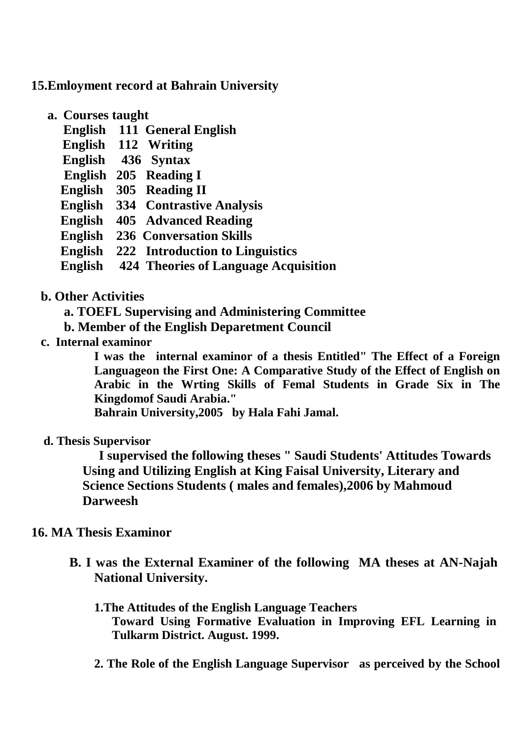## 15.Emloyment record at Bahrain University

**a. Courses taught**

- **English 111 General English**
- **English 112 Writing**
- **English 436 Syntax**
- **English 205 Reading I**
- **English 305 Reading II**
- **English 334 Contrastive Analysis**
- **English 405 Advanced Reading**
- **English 236 Conversation Skills**
- **English 222 Introduction to Linguistics**
- **English 424 Theories of Language Acquisition**

**b. Other Activities**

- **a. TOEFL Supervising and Administering Committee**
- **b. Member of the English Deparetment Council**

**c. Internal examinor**

**I was the internal examinor of a thesis Entitled" The Effect of a Foreign Languageon the First One: A Comparative Study of the Effect of English on Arabic in the Wrting Skills of Femal Students in Grade Six in The Kingdomof Saudi Arabia."**
**Bahrain University,2005 by Hala Fahi Jamal.**

**d. Thesis Supervisor**

**I supervised the following theses " Saudi Students' Attitudes Towards Using and Utilizing English at King Faisal University, Literary and Science Sections Students ( males and females),2006 by Mahmoud Darweesh**

## 16. MA Thesis Examinor

**B. I was the External Examiner of the following MA theses at AN-Najah National University.**

**1.The Attitudes of the English Language Teachers Toward Using Formative Evaluation in Improving EFL Learning in Tulkarm District. August. 1999.**

**2. The Role of the English Language Supervisor as perceived by the School**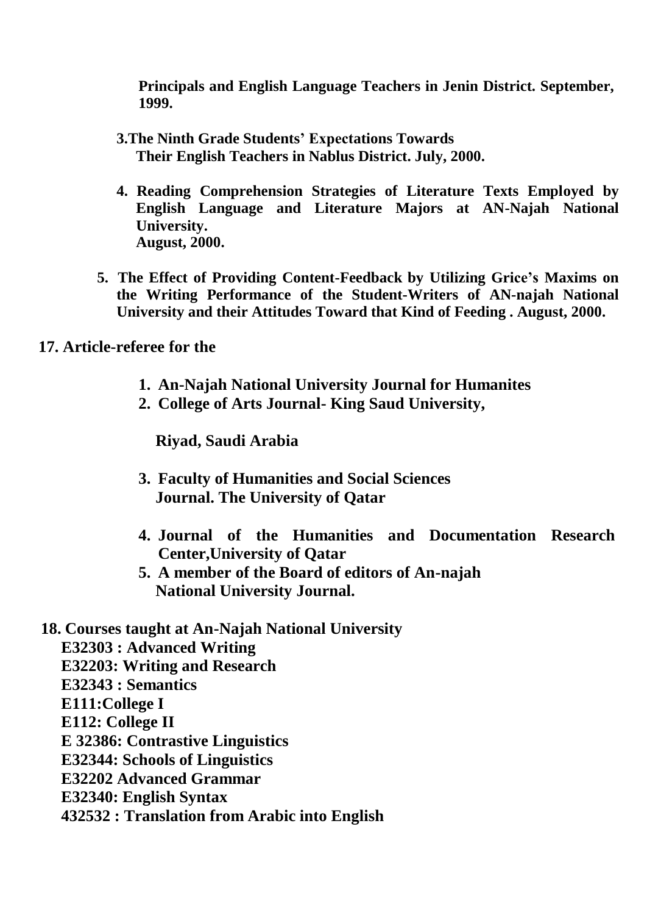**Principals and English Language Teachers in Jenin District. September, 1999.**

**3. The Ninth Grade Students' Expectations Towards Their English Teachers in Nablus District. July, 2000.**

**4. Reading Comprehension Strategies of Literature Texts Employed by English Language and Literature Majors at AN-Najah National University. August, 2000.**

**5. The Effect of Providing Content-Feedback by Utilizing Grice's Maxims on the Writing Performance of the Student-Writers of AN-najah National University and their Attitudes Toward that Kind of Feeding . August, 2000.**

**17. Article-referee for the**

1. **An-Najah National University Journal for Humanites**
2. **College of Arts Journal- King Saud University, Riyad, Saudi Arabia**
3. **Faculty of Humanities and Social Sciences Journal. The University of Qatar**
4. **Journal of the Humanities and Documentation Research Center, University of Qatar**
5. **A member of the Board of editors of An-najah National University Journal.**

**18. Courses taught at An-Najah National University**

**E32303 : Advanced Writing**
**E32203: Writing and Research**
**E32343 : Semantics**
**E111:College I**
**E112: College II**
**E 32386: Contrastive Linguistics**
**E32344: Schools of Linguistics**
**E32202 Advanced Grammar**
**E32340: English Syntax**
**432532 : Translation from Arabic into English**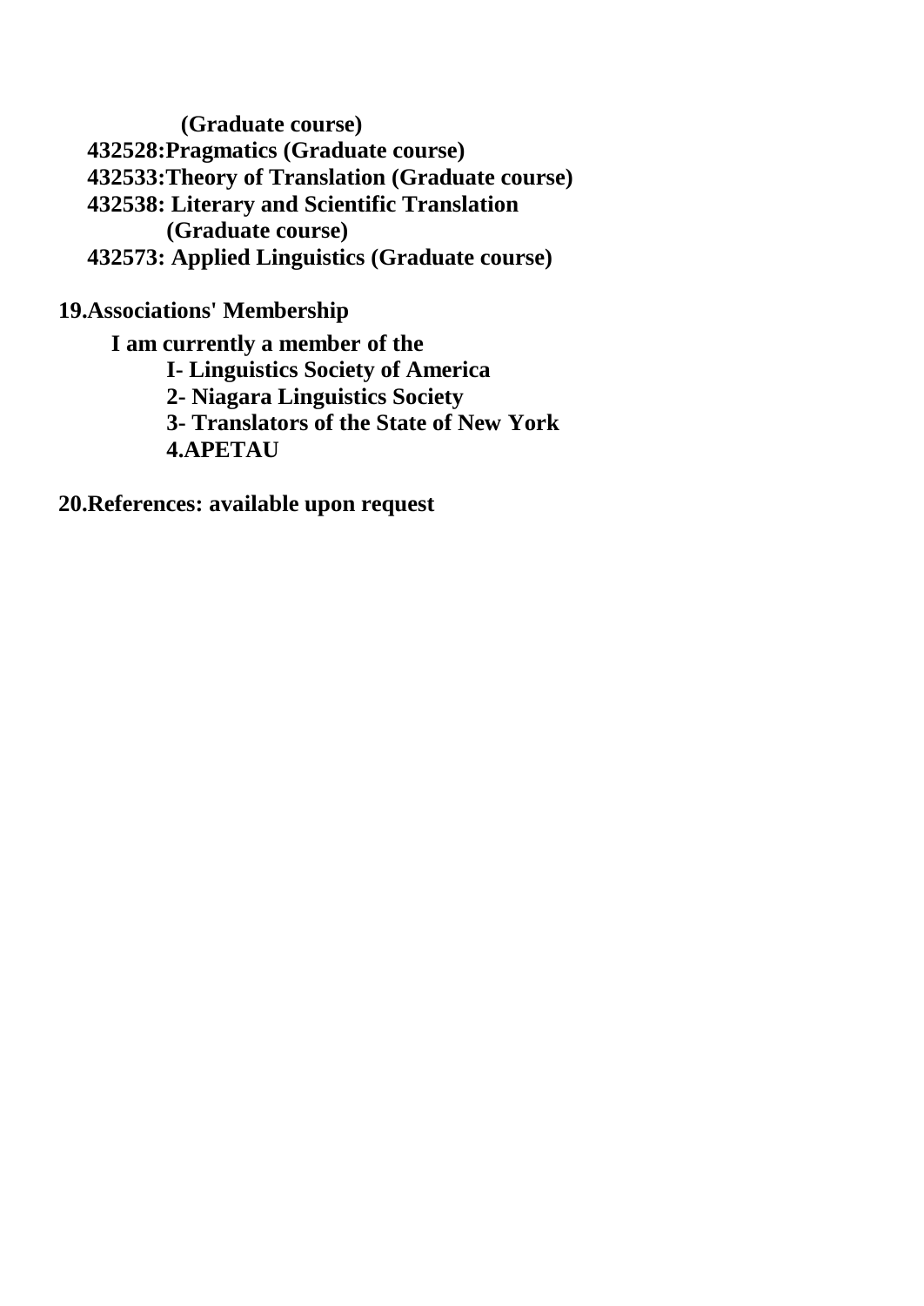**(Graduate course)**

**432528:Pragmatics (Graduate course)**

**432533:Theory of Translation (Graduate course)**

**432538: Literary and Scientific Translation (Graduate course)**

**432573: Applied Linguistics (Graduate course)**

**19.Associations' Membership**

**I am currently a member of the**

**I- Linguistics Society of America**

**2- Niagara Linguistics Society**

**3- Translators of the State of New York**

**4.APETAU**

**20.References: available upon request**